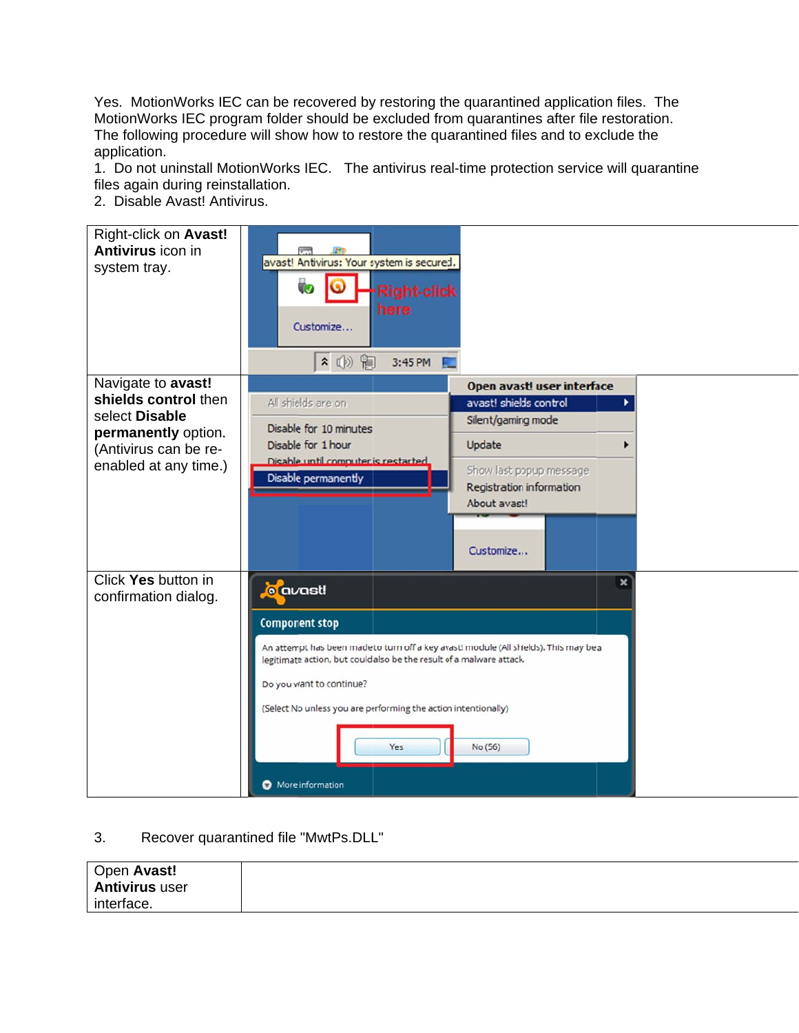Yes.  MotionWorks IEC can be recovered by restoring the quarantined application files.  The MotionWorks IEC program folder should be excluded from quarantines after file restoration. The following procedure will show how to restore the quarantined files and to exclude the application.

1.  Do not uninstall MotionWorks IEC.   The antivirus real-time protection service will quarantine files again during reinstallation.
2.  Disable Avast! Antivirus.

| | |
|---|---|
| Right-click on **Avast! Antivirus** icon in system tray. | |
| Navigate to **avast! shields control** then select **Disable permanently** option. (Antivirus can be re-enabled at any time.) | |
| Click **Yes** button in confirmation dialog. | |

3. Recover quarantined file "MwtPs.DLL"

| | |
|---|---|
| Open **Avast! Antivirus** user interface. | |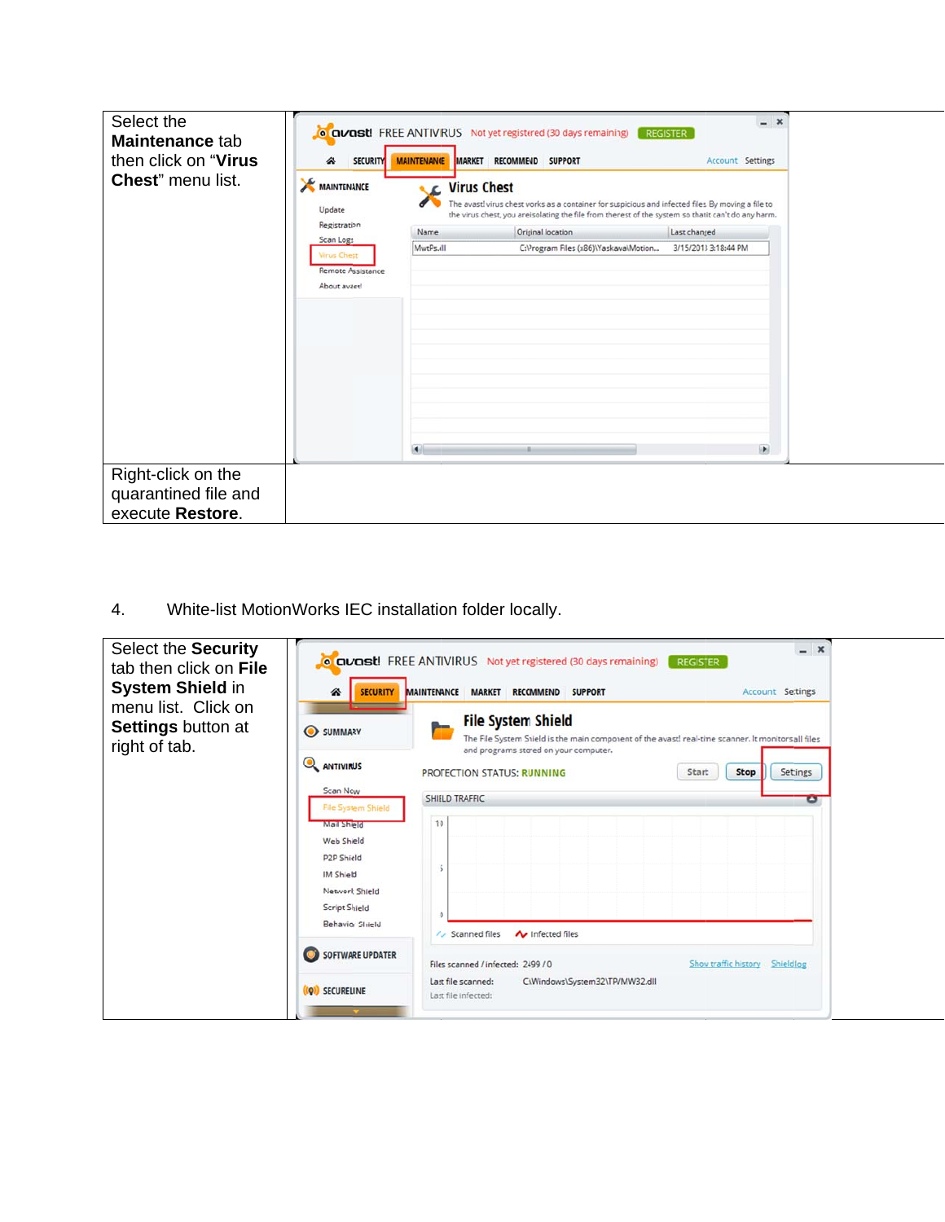| Select the **Maintenance** tab then click on "**Virus Chest**" menu list. | |
|---|---|
| Right-click on the quarantined file and execute **Restore**. | |

4. White-list MotionWorks IEC installation folder locally.

| Select the **Security** tab then click on **File System Shield** in menu list. Click on **Settings** button at right of tab. | |
|---|---|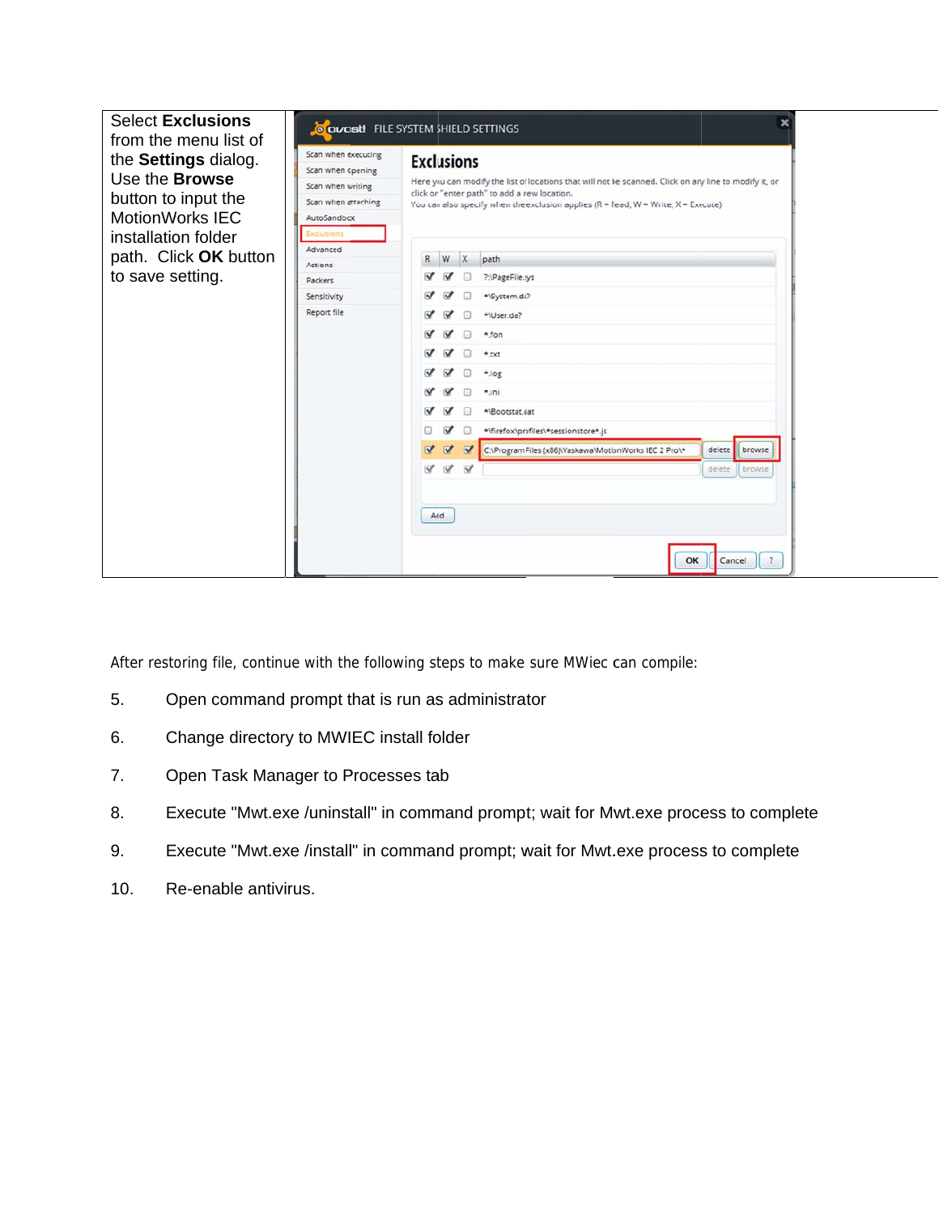| | |
|---|---|
| Select **Exclusions** from the menu list of the **Settings** dialog. Use the **Browse** button to input the MotionWorks IEC installation folder path. Click **OK** button to save setting. | |

After restoring file, continue with the following steps to make sure MWiec can compile:

5. Open command prompt that is run as administrator
6. Change directory to MWIEC install folder
7. Open Task Manager to Processes tab
8. Execute "Mwt.exe /uninstall" in command prompt; wait for Mwt.exe process to complete
9. Execute "Mwt.exe /install" in command prompt; wait for Mwt.exe process to complete
10. Re-enable antivirus.